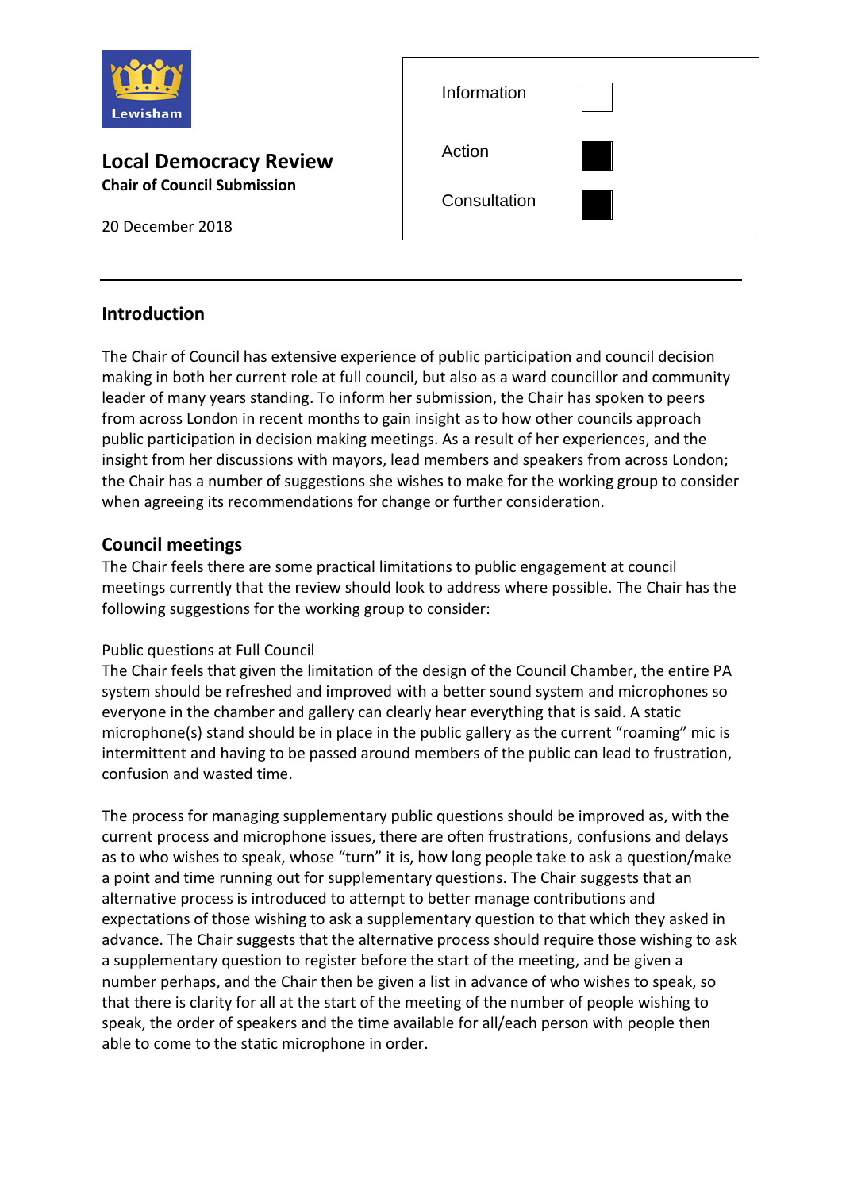# Local Democracy Review

**Chair of Council Submission**

20 December 2018

| | |
|---|---|
| Information | ☐ |
| Action | ■ |
| Consultation | ■ |

---

## Introduction

The Chair of Council has extensive experience of public participation and council decision making in both her current role at full council, but also as a ward councillor and community leader of many years standing. To inform her submission, the Chair has spoken to peers from across London in recent months to gain insight as to how other councils approach public participation in decision making meetings. As a result of her experiences, and the insight from her discussions with mayors, lead members and speakers from across London; the Chair has a number of suggestions she wishes to make for the working group to consider when agreeing its recommendations for change or further consideration.

## Council meetings

The Chair feels there are some practical limitations to public engagement at council meetings currently that the review should look to address where possible. The Chair has the following suggestions for the working group to consider:

<u>Public questions at Full Council</u>

The Chair feels that given the limitation of the design of the Council Chamber, the entire PA system should be refreshed and improved with a better sound system and microphones so everyone in the chamber and gallery can clearly hear everything that is said. A static microphone(s) stand should be in place in the public gallery as the current "roaming" mic is intermittent and having to be passed around members of the public can lead to frustration, confusion and wasted time.

The process for managing supplementary public questions should be improved as, with the current process and microphone issues, there are often frustrations, confusions and delays as to who wishes to speak, whose "turn" it is, how long people take to ask a question/make a point and time running out for supplementary questions. The Chair suggests that an alternative process is introduced to attempt to better manage contributions and expectations of those wishing to ask a supplementary question to that which they asked in advance. The Chair suggests that the alternative process should require those wishing to ask a supplementary question to register before the start of the meeting, and be given a number perhaps, and the Chair then be given a list in advance of who wishes to speak, so that there is clarity for all at the start of the meeting of the number of people wishing to speak, the order of speakers and the time available for all/each person with people then able to come to the static microphone in order.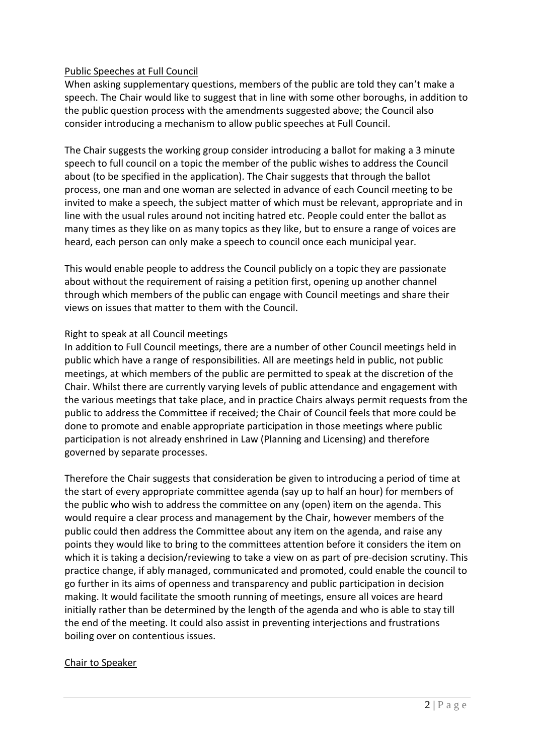Public Speeches at Full Council

When asking supplementary questions, members of the public are told they can't make a speech. The Chair would like to suggest that in line with some other boroughs, in addition to the public question process with the amendments suggested above; the Council also consider introducing a mechanism to allow public speeches at Full Council.

The Chair suggests the working group consider introducing a ballot for making a 3 minute speech to full council on a topic the member of the public wishes to address the Council about (to be specified in the application). The Chair suggests that through the ballot process, one man and one woman are selected in advance of each Council meeting to be invited to make a speech, the subject matter of which must be relevant, appropriate and in line with the usual rules around not inciting hatred etc. People could enter the ballot as many times as they like on as many topics as they like, but to ensure a range of voices are heard, each person can only make a speech to council once each municipal year.

This would enable people to address the Council publicly on a topic they are passionate about without the requirement of raising a petition first, opening up another channel through which members of the public can engage with Council meetings and share their views on issues that matter to them with the Council.

Right to speak at all Council meetings

In addition to Full Council meetings, there are a number of other Council meetings held in public which have a range of responsibilities. All are meetings held in public, not public meetings, at which members of the public are permitted to speak at the discretion of the Chair. Whilst there are currently varying levels of public attendance and engagement with the various meetings that take place, and in practice Chairs always permit requests from the public to address the Committee if received; the Chair of Council feels that more could be done to promote and enable appropriate participation in those meetings where public participation is not already enshrined in Law (Planning and Licensing) and therefore governed by separate processes.

Therefore the Chair suggests that consideration be given to introducing a period of time at the start of every appropriate committee agenda (say up to half an hour) for members of the public who wish to address the committee on any (open) item on the agenda. This would require a clear process and management by the Chair, however members of the public could then address the Committee about any item on the agenda, and raise any points they would like to bring to the committees attention before it considers the item on which it is taking a decision/reviewing to take a view on as part of pre-decision scrutiny. This practice change, if ably managed, communicated and promoted, could enable the council to go further in its aims of openness and transparency and public participation in decision making. It would facilitate the smooth running of meetings, ensure all voices are heard initially rather than be determined by the length of the agenda and who is able to stay till the end of the meeting. It could also assist in preventing interjections and frustrations boiling over on contentious issues.

Chair to Speaker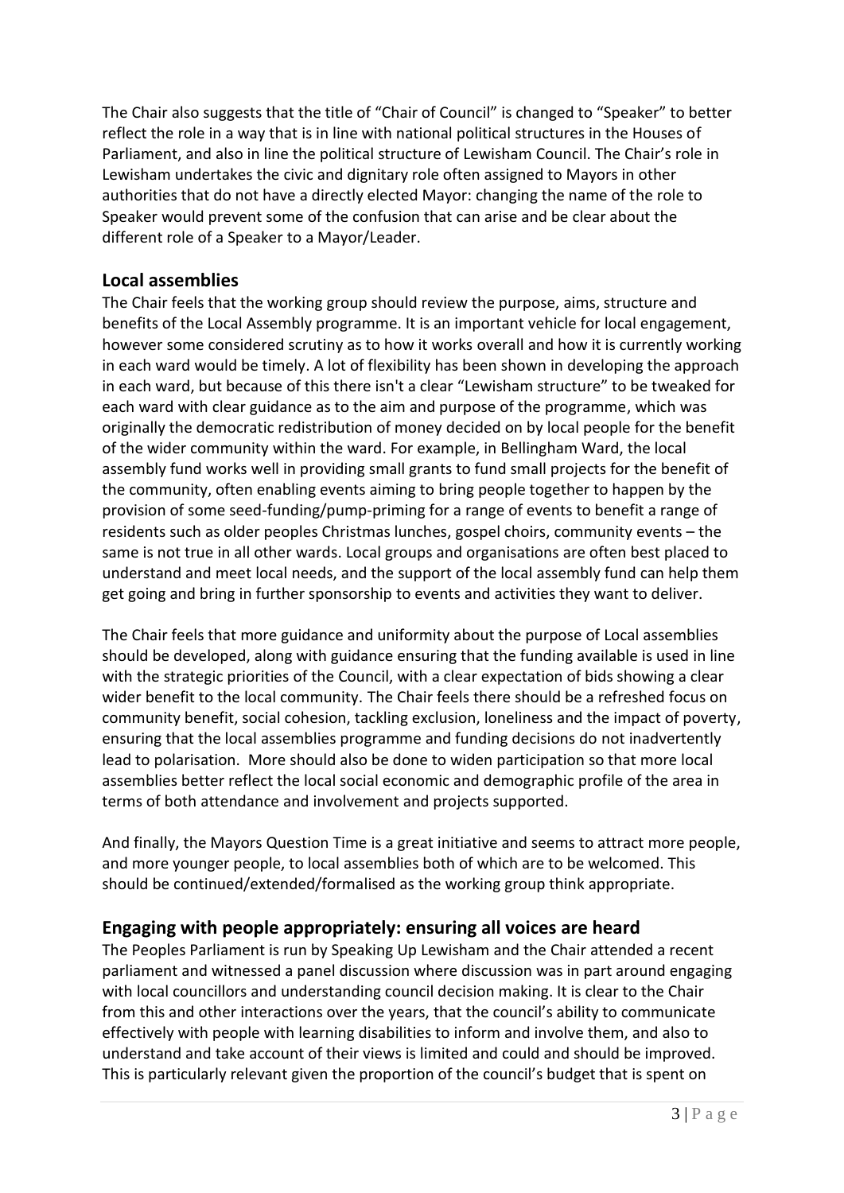The Chair also suggests that the title of "Chair of Council" is changed to "Speaker" to better reflect the role in a way that is in line with national political structures in the Houses of Parliament, and also in line the political structure of Lewisham Council. The Chair's role in Lewisham undertakes the civic and dignitary role often assigned to Mayors in other authorities that do not have a directly elected Mayor: changing the name of the role to Speaker would prevent some of the confusion that can arise and be clear about the different role of a Speaker to a Mayor/Leader.

## Local assemblies

The Chair feels that the working group should review the purpose, aims, structure and benefits of the Local Assembly programme. It is an important vehicle for local engagement, however some considered scrutiny as to how it works overall and how it is currently working in each ward would be timely. A lot of flexibility has been shown in developing the approach in each ward, but because of this there isn't a clear "Lewisham structure" to be tweaked for each ward with clear guidance as to the aim and purpose of the programme, which was originally the democratic redistribution of money decided on by local people for the benefit of the wider community within the ward. For example, in Bellingham Ward, the local assembly fund works well in providing small grants to fund small projects for the benefit of the community, often enabling events aiming to bring people together to happen by the provision of some seed-funding/pump-priming for a range of events to benefit a range of residents such as older peoples Christmas lunches, gospel choirs, community events – the same is not true in all other wards. Local groups and organisations are often best placed to understand and meet local needs, and the support of the local assembly fund can help them get going and bring in further sponsorship to events and activities they want to deliver.

The Chair feels that more guidance and uniformity about the purpose of Local assemblies should be developed, along with guidance ensuring that the funding available is used in line with the strategic priorities of the Council, with a clear expectation of bids showing a clear wider benefit to the local community. The Chair feels there should be a refreshed focus on community benefit, social cohesion, tackling exclusion, loneliness and the impact of poverty, ensuring that the local assemblies programme and funding decisions do not inadvertently lead to polarisation. More should also be done to widen participation so that more local assemblies better reflect the local social economic and demographic profile of the area in terms of both attendance and involvement and projects supported.

And finally, the Mayors Question Time is a great initiative and seems to attract more people, and more younger people, to local assemblies both of which are to be welcomed. This should be continued/extended/formalised as the working group think appropriate.

## Engaging with people appropriately: ensuring all voices are heard

The Peoples Parliament is run by Speaking Up Lewisham and the Chair attended a recent parliament and witnessed a panel discussion where discussion was in part around engaging with local councillors and understanding council decision making. It is clear to the Chair from this and other interactions over the years, that the council's ability to communicate effectively with people with learning disabilities to inform and involve them, and also to understand and take account of their views is limited and could and should be improved. This is particularly relevant given the proportion of the council's budget that is spent on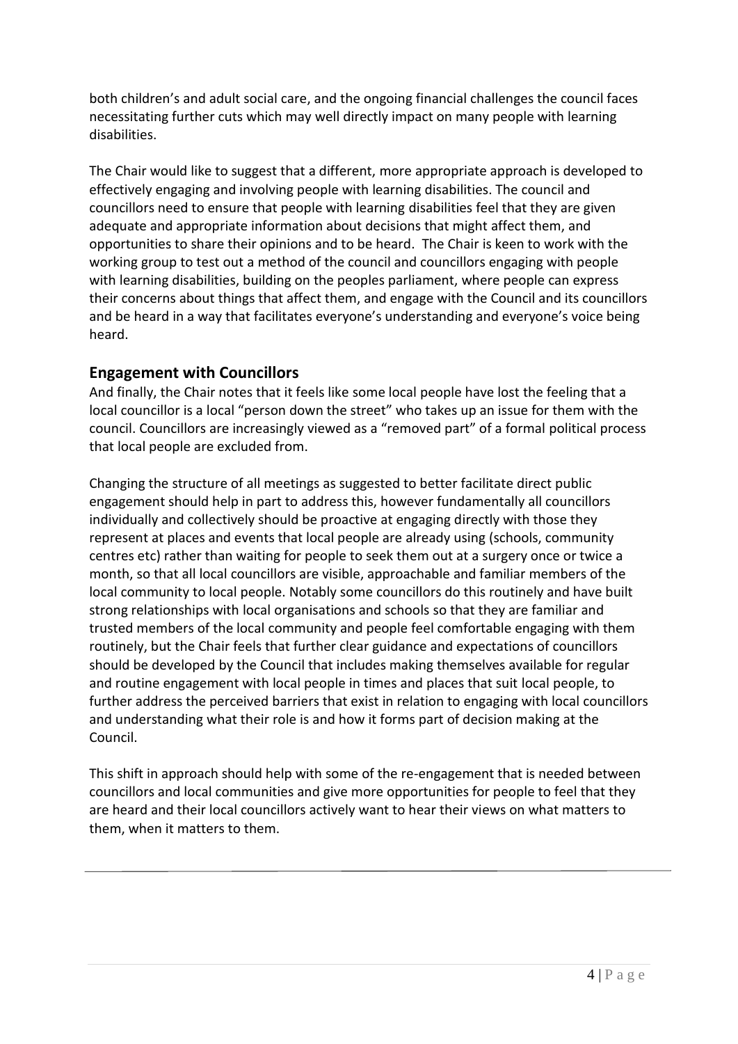both children's and adult social care, and the ongoing financial challenges the council faces necessitating further cuts which may well directly impact on many people with learning disabilities.

The Chair would like to suggest that a different, more appropriate approach is developed to effectively engaging and involving people with learning disabilities. The council and councillors need to ensure that people with learning disabilities feel that they are given adequate and appropriate information about decisions that might affect them, and opportunities to share their opinions and to be heard. The Chair is keen to work with the working group to test out a method of the council and councillors engaging with people with learning disabilities, building on the peoples parliament, where people can express their concerns about things that affect them, and engage with the Council and its councillors and be heard in a way that facilitates everyone's understanding and everyone's voice being heard.

## Engagement with Councillors

And finally, the Chair notes that it feels like some local people have lost the feeling that a local councillor is a local "person down the street" who takes up an issue for them with the council. Councillors are increasingly viewed as a "removed part" of a formal political process that local people are excluded from.

Changing the structure of all meetings as suggested to better facilitate direct public engagement should help in part to address this, however fundamentally all councillors individually and collectively should be proactive at engaging directly with those they represent at places and events that local people are already using (schools, community centres etc) rather than waiting for people to seek them out at a surgery once or twice a month, so that all local councillors are visible, approachable and familiar members of the local community to local people. Notably some councillors do this routinely and have built strong relationships with local organisations and schools so that they are familiar and trusted members of the local community and people feel comfortable engaging with them routinely, but the Chair feels that further clear guidance and expectations of councillors should be developed by the Council that includes making themselves available for regular and routine engagement with local people in times and places that suit local people, to further address the perceived barriers that exist in relation to engaging with local councillors and understanding what their role is and how it forms part of decision making at the Council.

This shift in approach should help with some of the re-engagement that is needed between councillors and local communities and give more opportunities for people to feel that they are heard and their local councillors actively want to hear their views on what matters to them, when it matters to them.

---